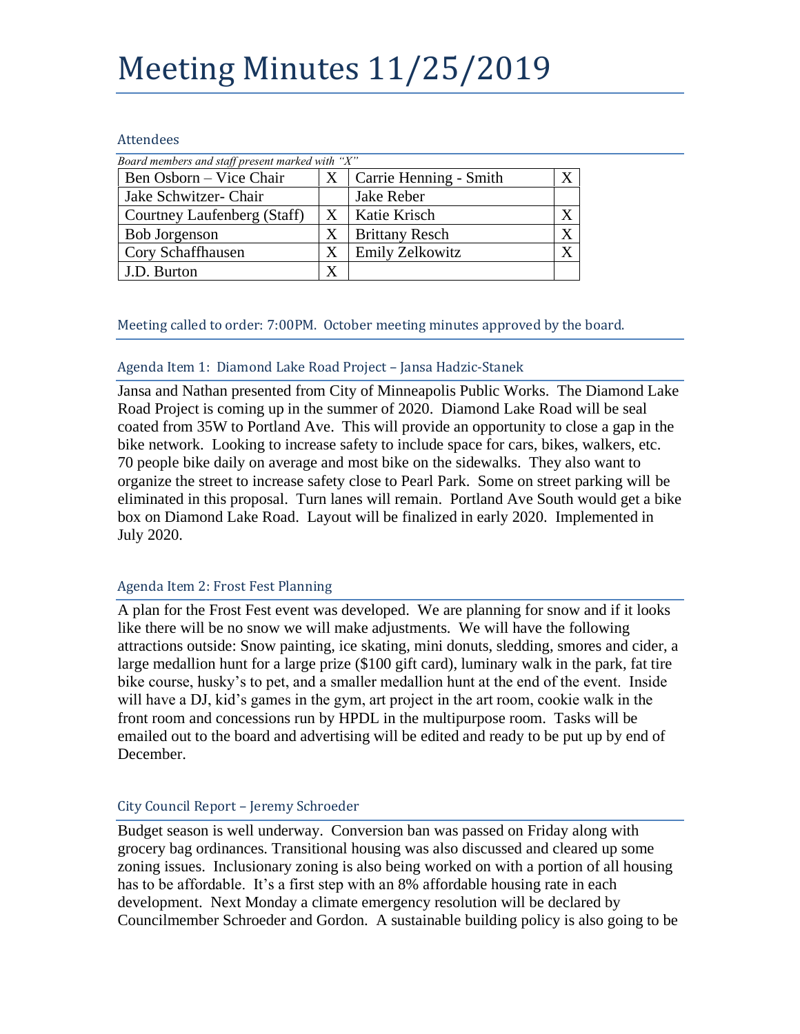# Meeting Minutes 11/25/2019

## Attendees

*Board members and staff present marked with "X"*

| Name | | Name | |
|---|---|---|---|
| Ben Osborn – Vice Chair | X | Carrie Henning - Smith | X |
| Jake Schwitzer- Chair | | Jake Reber | |
| Courtney Laufenberg (Staff) | X | Katie Krisch | X |
| Bob Jorgenson | X | Brittany Resch | X |
| Cory Schaffhausen | X | Emily Zelkowitz | X |
| J.D. Burton | X | | |

## Meeting called to order: 7:00PM. October meeting minutes approved by the board.

### Agenda Item 1: Diamond Lake Road Project – Jansa Hadzic-Stanek

Jansa and Nathan presented from City of Minneapolis Public Works. The Diamond Lake Road Project is coming up in the summer of 2020. Diamond Lake Road will be seal coated from 35W to Portland Ave. This will provide an opportunity to close a gap in the bike network. Looking to increase safety to include space for cars, bikes, walkers, etc. 70 people bike daily on average and most bike on the sidewalks. They also want to organize the street to increase safety close to Pearl Park. Some on street parking will be eliminated in this proposal. Turn lanes will remain. Portland Ave South would get a bike box on Diamond Lake Road. Layout will be finalized in early 2020. Implemented in July 2020.

### Agenda Item 2: Frost Fest Planning

A plan for the Frost Fest event was developed. We are planning for snow and if it looks like there will be no snow we will make adjustments. We will have the following attractions outside: Snow painting, ice skating, mini donuts, sledding, smores and cider, a large medallion hunt for a large prize ($100 gift card), luminary walk in the park, fat tire bike course, husky's to pet, and a smaller medallion hunt at the end of the event. Inside will have a DJ, kid's games in the gym, art project in the art room, cookie walk in the front room and concessions run by HPDL in the multipurpose room. Tasks will be emailed out to the board and advertising will be edited and ready to be put up by end of December.

### City Council Report – Jeremy Schroeder

Budget season is well underway. Conversion ban was passed on Friday along with grocery bag ordinances. Transitional housing was also discussed and cleared up some zoning issues. Inclusionary zoning is also being worked on with a portion of all housing has to be affordable. It's a first step with an 8% affordable housing rate in each development. Next Monday a climate emergency resolution will be declared by Councilmember Schroeder and Gordon. A sustainable building policy is also going to be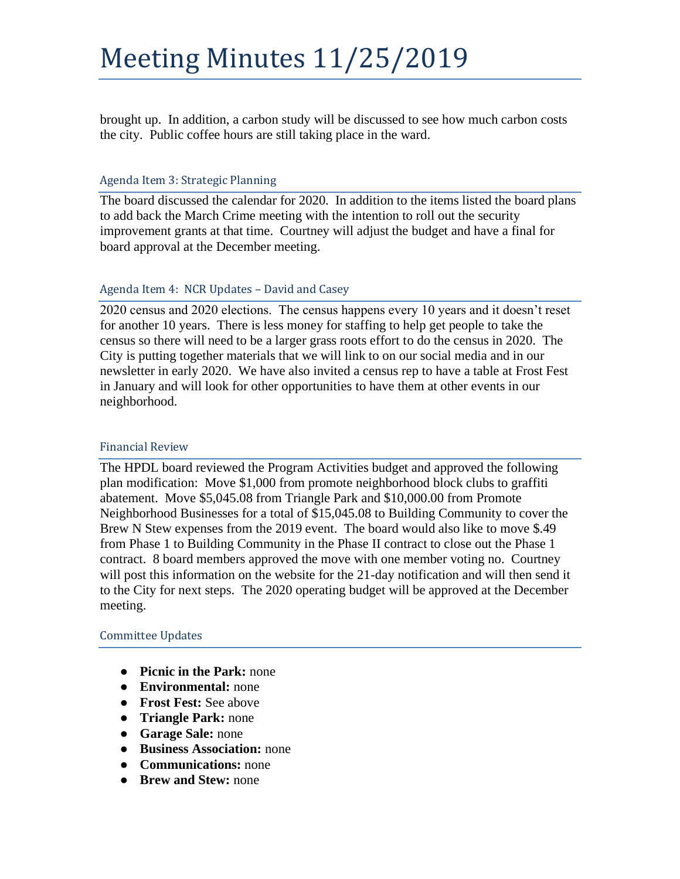brought up. In addition, a carbon study will be discussed to see how much carbon costs the city. Public coffee hours are still taking place in the ward.

## Agenda Item 3: Strategic Planning

The board discussed the calendar for 2020. In addition to the items listed the board plans to add back the March Crime meeting with the intention to roll out the security improvement grants at that time. Courtney will adjust the budget and have a final for board approval at the December meeting.

## Agenda Item 4: NCR Updates – David and Casey

2020 census and 2020 elections. The census happens every 10 years and it doesn't reset for another 10 years. There is less money for staffing to help get people to take the census so there will need to be a larger grass roots effort to do the census in 2020. The City is putting together materials that we will link to on our social media and in our newsletter in early 2020. We have also invited a census rep to have a table at Frost Fest in January and will look for other opportunities to have them at other events in our neighborhood.

## Financial Review

The HPDL board reviewed the Program Activities budget and approved the following plan modification: Move $1,000 from promote neighborhood block clubs to graffiti abatement. Move $5,045.08 from Triangle Park and $10,000.00 from Promote Neighborhood Businesses for a total of $15,045.08 to Building Community to cover the Brew N Stew expenses from the 2019 event. The board would also like to move $.49 from Phase 1 to Building Community in the Phase II contract to close out the Phase 1 contract. 8 board members approved the move with one member voting no. Courtney will post this information on the website for the 21-day notification and will then send it to the City for next steps. The 2020 operating budget will be approved at the December meeting.

## Committee Updates

- **Picnic in the Park:** none
- **Environmental:** none
- **Frost Fest:** See above
- **Triangle Park:** none
- **Garage Sale:** none
- **Business Association:** none
- **Communications:** none
- **Brew and Stew:** none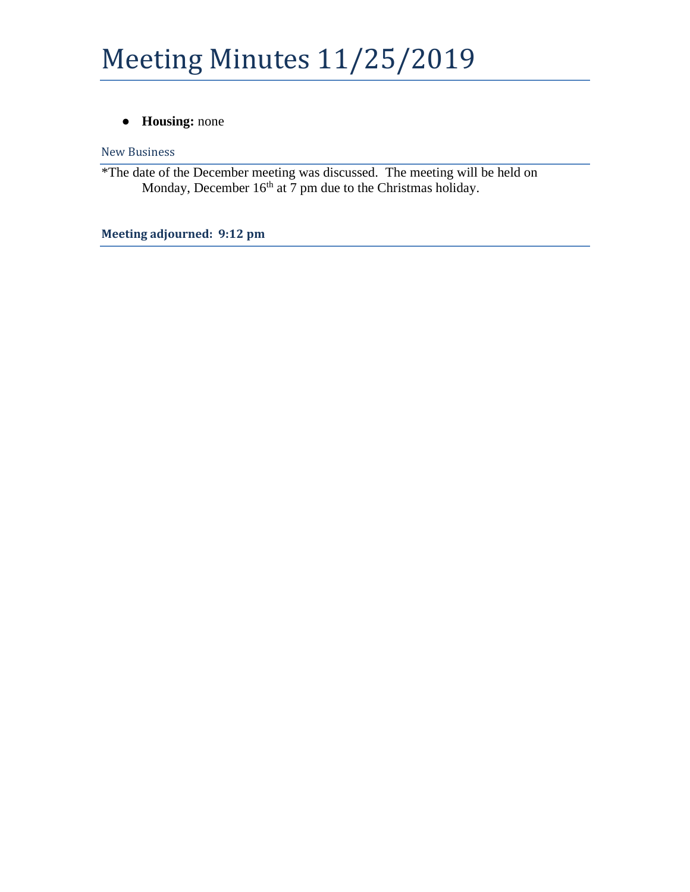# Meeting Minutes 11/25/2019

- **Housing:** none

## New Business

*The date of the December meeting was discussed. The meeting will be held on Monday, December 16th at 7 pm due to the Christmas holiday.

## Meeting adjourned: 9:12 pm